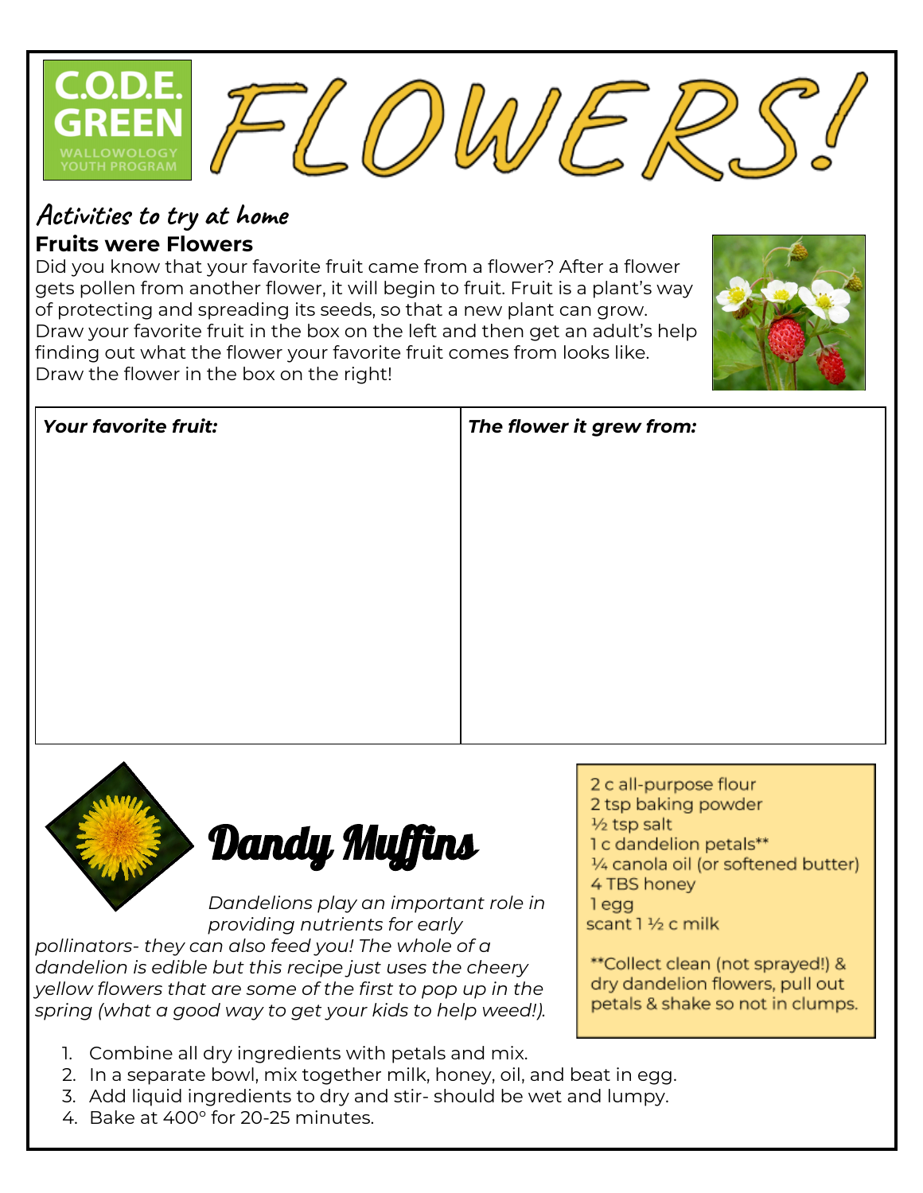C.O.D.E. GREEN

WALLOWOLOGY YOUTH PROGRAM

# FLOWERS!

## Activities to try at home

### Fruits were Flowers

Did you know that your favorite fruit came from a flower? After a flower gets pollen from another flower, it will begin to fruit. Fruit is a plant's way of protecting and spreading its seeds, so that a new plant can grow. Draw your favorite fruit in the box on the left and then get an adult's help finding out what the flower your favorite fruit comes from looks like. Draw the flower in the box on the right!

| ***Your favorite fruit:*** | ***The flower it grew from:*** |
| --- | --- |
| | |

## Dandy Muffins

*Dandelions play an important role in providing nutrients for early pollinators- they can also feed you! The whole of a dandelion is edible but this recipe just uses the cheery yellow flowers that are some of the first to pop up in the spring (what a good way to get your kids to help weed!).*

2 c all-purpose flour
2 tsp baking powder
½ tsp salt
1 c dandelion petals**
¼ canola oil (or softened butter)
4 TBS honey
1 egg
scant 1 ½ c milk

**Collect clean (not sprayed!) & dry dandelion flowers, pull out petals & shake so not in clumps.

1. Combine all dry ingredients with petals and mix.
2. In a separate bowl, mix together milk, honey, oil, and beat in egg.
3. Add liquid ingredients to dry and stir- should be wet and lumpy.
4. Bake at 400° for 20-25 minutes.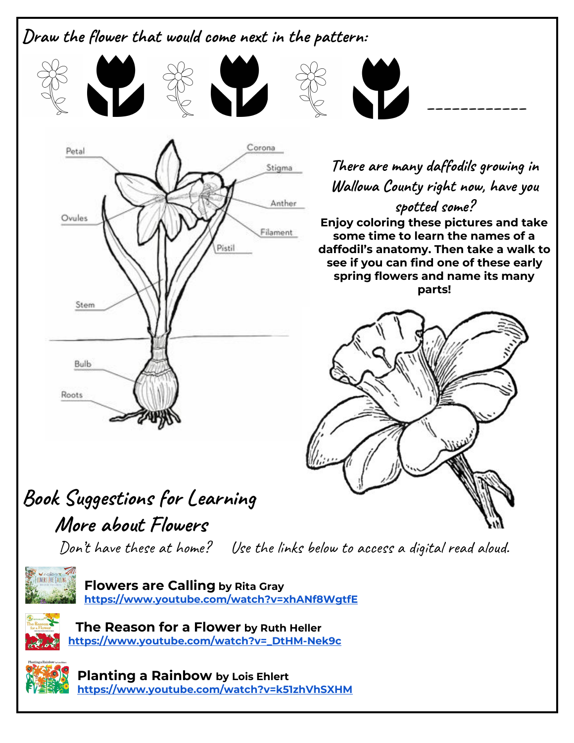## Draw the flower that would come next in the pattern:

____________

Petal

Corona

Stigma

Anther

Filament

Ovules

Pistil

Stem

Bulb

Roots

*There are many daffodils growing in Wallowa County right now, have you spotted some?*

**Enjoy coloring these pictures and take some time to learn the names of a daffodil's anatomy. Then take a walk to see if you can find one of these early spring flowers and name its many parts!**

## Book Suggestions for Learning More about Flowers

*Don't have these at home? Use the links below to access a digital read aloud.*

**Flowers are Calling** by Rita Gray
https://www.youtube.com/watch?v=xhANf8WgtfE

**The Reason for a Flower** by Ruth Heller
https://www.youtube.com/watch?v=_DtHM-Nek9c

**Planting a Rainbow** by Lois Ehlert
https://www.youtube.com/watch?v=k51zhVhSXHM